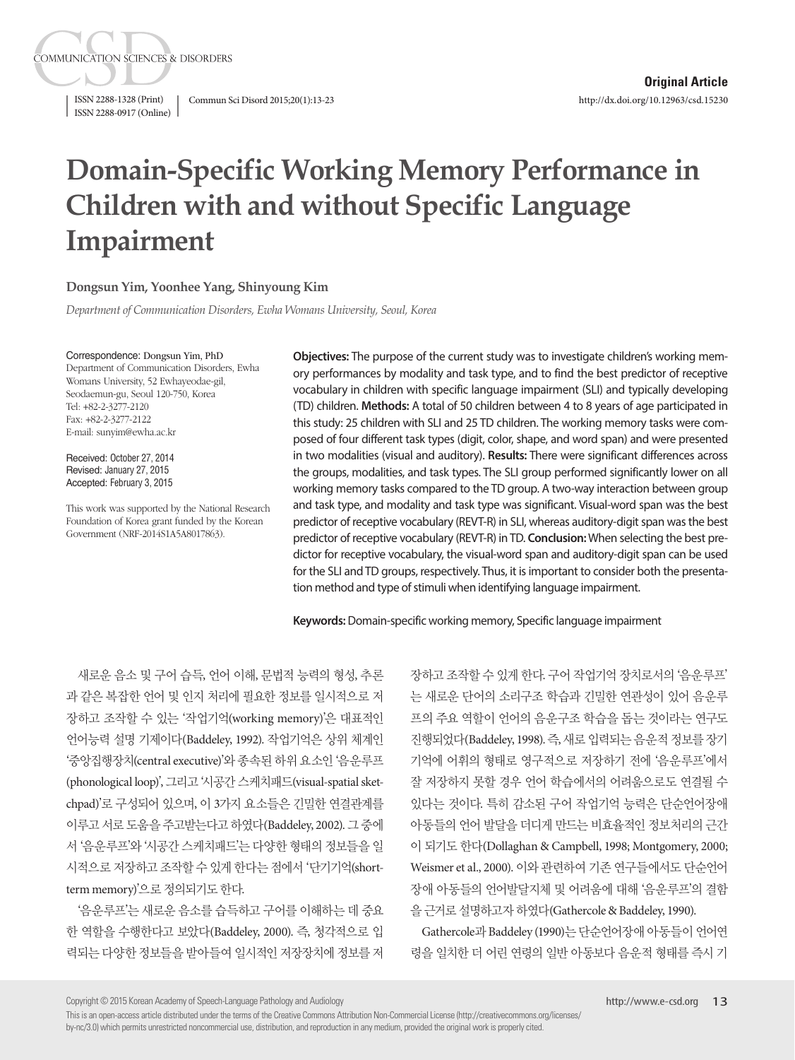Original Article

# Domain-Specific Working Memory Performance in Children with and without Specific Language Impairment

**Dongsun Yim, Yoonhee Yang, Shinyoung Kim**

*Department of Communication Disorders, Ewha Womans University, Seoul, Korea*

Correspondence: Dongsun Yim, PhD
Department of Communication Disorders, Ewha Womans University, 52 Ewhayeodae-gil, Seodaemun-gu, Seoul 120-750, Korea
Tel: +82-2-3277-2120
Fax: +82-2-3277-2122
E-mail: sunyim@ewha.ac.kr

Received: October 27, 2014
Revised: January 27, 2015
Accepted: February 3, 2015

This work was supported by the National Research Foundation of Korea grant funded by the Korean Government (NRF-2014S1A5A8017863).

**Objectives:** The purpose of the current study was to investigate children's working memory performances by modality and task type, and to find the best predictor of receptive vocabulary in children with specific language impairment (SLI) and typically developing (TD) children. **Methods:** A total of 50 children between 4 to 8 years of age participated in this study: 25 children with SLI and 25 TD children. The working memory tasks were composed of four different task types (digit, color, shape, and word span) and were presented in two modalities (visual and auditory). **Results:** There were significant differences across the groups, modalities, and task types. The SLI group performed significantly lower on all working memory tasks compared to the TD group. A two-way interaction between group and task type, and modality and task type was significant. Visual-word span was the best predictor of receptive vocabulary (REVT-R) in SLI, whereas auditory-digit span was the best predictor of receptive vocabulary (REVT-R) in TD. **Conclusion:** When selecting the best predictor for receptive vocabulary, the visual-word span and auditory-digit span can be used for the SLI and TD groups, respectively. Thus, it is important to consider both the presentation method and type of stimuli when identifying language impairment.

**Keywords:** Domain-specific working memory, Specific language impairment

새로운 음소 및 구어 습득, 언어 이해, 문법적 능력의 형성, 추론과 같은 복잡한 언어 및 인지 처리에 필요한 정보를 일시적으로 저장하고 조작할 수 있는 '작업기억(working memory)'은 대표적인 언어능력 설명 기제이다(Baddeley, 1992). 작업기억은 상위 체계인 '중앙집행장치(central executive)'와 종속된 하위 요소인 '음운루프(phonological loop)', 그리고 '시공간 스케치패드(visual-spatial sketchpad)'로 구성되어 있으며, 이 3가지 요소들은 긴밀한 연결관계를 이루고 서로 도움을 주고받는다고 하였다(Baddeley, 2002). 그 중에서 '음운루프'와 '시공간 스케치패드'는 다양한 형태의 정보들을 일시적으로 저장하고 조작할 수 있게 한다는 점에서 '단기기억(short-term memory)'으로 정의되기도 한다.

'음운루프'는 새로운 음소를 습득하고 구어를 이해하는 데 중요한 역할을 수행한다고 보았다(Baddeley, 2000). 즉, 청각적으로 입력되는 다양한 정보들을 받아들여 일시적인 저장장치에 정보를 저장하고 조작할 수 있게 한다. 구어 작업기억 장치로서의 '음운루프'는 새로운 단어의 소리구조 학습과 긴밀한 연관성이 있어 음운루프의 주요 역할이 언어의 음운구조 학습을 돕는 것이라는 연구도 진행되었다(Baddeley, 1998). 즉, 새로 입력되는 음운적 정보를 장기기억에 어휘의 형태로 영구적으로 저장하기 전에 '음운루프'에서 잘 저장하지 못할 경우 언어 학습에서의 어려움으로도 연결될 수 있다는 것이다. 특히 감소된 구어 작업기억 능력은 단순언어장애 아동들의 언어 발달을 더디게 만드는 비효율적인 정보처리의 근간이 되기도 한다(Dollaghan & Campbell, 1998; Montgomery, 2000; Weismer et al., 2000). 이와 관련하여 기존 연구들에서도 단순언어장애 아동들의 언어발달지체 및 어려움에 대해 '음운루프'의 결함을 근거로 설명하고자 하였다(Gathercole & Baddeley, 1990).

Gathercole과 Baddeley (1990)는 단순언어장애 아동들이 언어연령을 일치한 더 어린 연령의 일반 아동보다 음운적 형태를 즉시 기

Copyright © 2015 Korean Academy of Speech-Language Pathology and Audiology
This is an open-access article distributed under the terms of the Creative Commons Attribution Non-Commercial License (http://creativecommons.org/licenses/by-nc/3.0) which permits unrestricted noncommercial use, distribution, and reproduction in any medium, provided the original work is properly cited.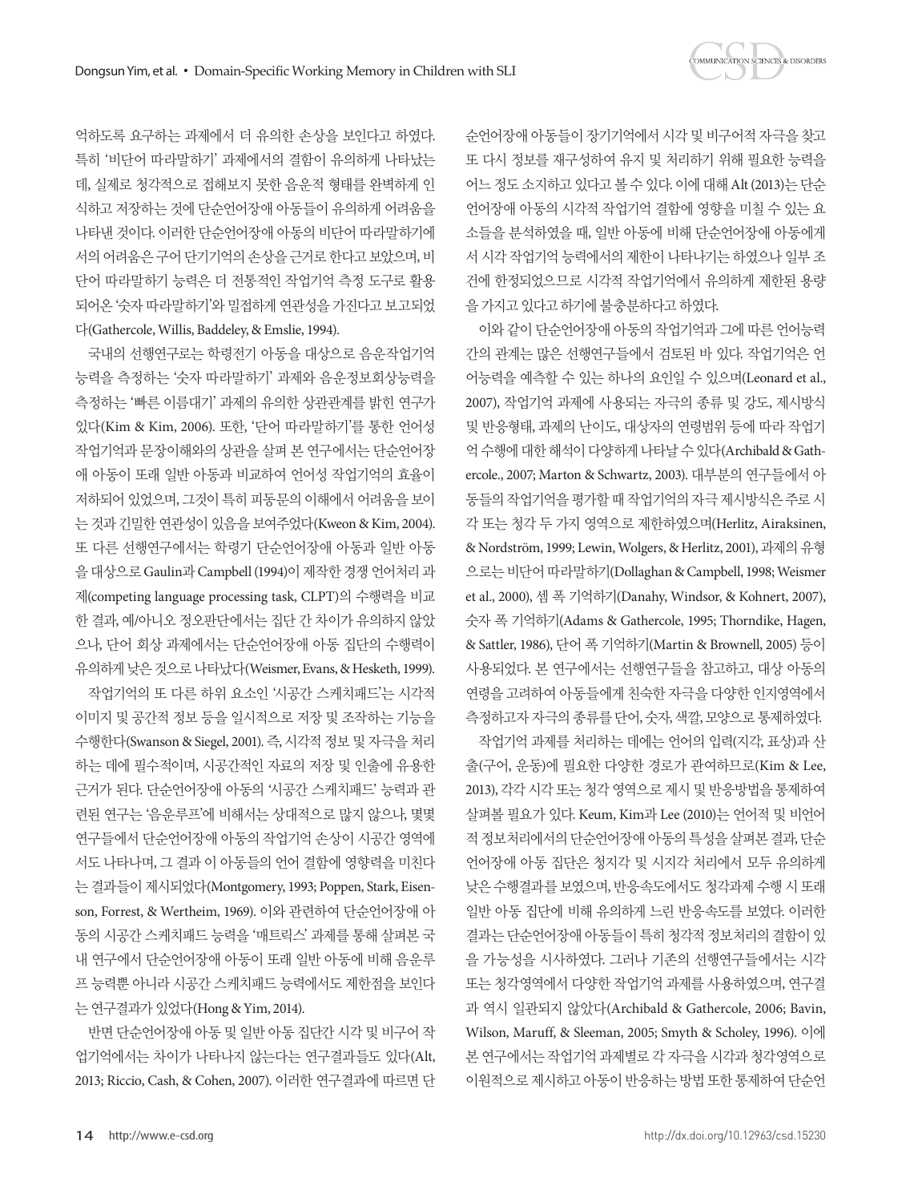억하도록 요구하는 과제에서 더 유의한 손상을 보인다고 하였다. 특히 '비단어 따라말하기' 과제에서의 결함이 유의하게 나타났는데, 실제로 청각적으로 접해보지 못한 음운적 형태를 완벽하게 인식하고 저장하는 것에 단순언어장애 아동들이 유의하게 어려움을 나타낸 것이다. 이러한 단순언어장애 아동의 비단어 따라말하기에서의 어려움은 구어 단기기억의 손상을 근거로 한다고 보았으며, 비단어 따라말하기 능력은 더 전통적인 작업기억 측정 도구로 활용되어온 '숫자 따라말하기'와 밀접하게 연관성을 가진다고 보고되었다(Gathercole, Willis, Baddeley, & Emslie, 1994).

국내의 선행연구로는 학령전기 아동을 대상으로 음운작업기억 능력을 측정하는 '숫자 따라말하기' 과제와 음운정보회상능력을 측정하는 '빠른 이름대기' 과제의 유의한 상관관계를 밝힌 연구가 있다(Kim & Kim, 2006). 또한, '단어 따라말하기'를 통한 언어성 작업기억과 문장이해와의 상관을 살펴 본 연구에서는 단순언어장애 아동이 또래 일반 아동과 비교하여 언어성 작업기억의 효율이 저하되어 있었으며, 그것이 특히 피동문의 이해에서 어려움을 보이는 것과 긴밀한 연관성이 있음을 보여주었다(Kweon & Kim, 2004). 또 다른 선행연구에서는 학령기 단순언어장애 아동과 일반 아동을 대상으로 Gaulin과 Campbell (1994)이 제작한 경쟁 언어처리 과제(competing language processing task, CLPT)의 수행력을 비교한 결과, 예/아니오 정오판단에서는 집단 간 차이가 유의하지 않았으나, 단어 회상 과제에서는 단순언어장애 아동 집단의 수행력이 유의하게 낮은 것으로 나타났다(Weismer, Evans, & Hesketh, 1999).

작업기억의 또 다른 하위 요소인 '시공간 스케치패드'는 시각적 이미지 및 공간적 정보 등을 일시적으로 저장 및 조작하는 기능을 수행한다(Swanson & Siegel, 2001). 즉, 시각적 정보 및 자극을 처리하는 데에 필수적이며, 시공간적인 자료의 저장 및 인출에 유용한 근거가 된다. 단순언어장애 아동의 '시공간 스케치패드' 능력과 관련된 연구는 '음운루프'에 비해서는 상대적으로 많지 않으나, 몇몇 연구들에서 단순언어장애 아동의 작업기억 손상이 시공간 영역에서도 나타나며, 그 결과 이 아동들의 언어 결함에 영향력을 미친다는 결과들이 제시되었다(Montgomery, 1993; Poppen, Stark, Eisenson, Forrest, & Wertheim, 1969). 이와 관련하여 단순언어장애 아동의 시공간 스케치패드 능력을 '매트릭스' 과제를 통해 살펴본 국내 연구에서 단순언어장애 아동이 또래 일반 아동에 비해 음운루프 능력뿐 아니라 시공간 스케치패드 능력에서도 제한점을 보인다는 연구결과가 있었다(Hong & Yim, 2014).

반면 단순언어장애 아동 및 일반 아동 집단간 시각 및 비구어 작업기억에서는 차이가 나타나지 않는다는 연구결과들도 있다(Alt, 2013; Riccio, Cash, & Cohen, 2007). 이러한 연구결과에 따르면 단순언어장애 아동들이 장기기억에서 시각 및 비구어적 자극을 찾고 또 다시 정보를 재구성하여 유지 및 처리하기 위해 필요한 능력을 어느 정도 소지하고 있다고 볼 수 있다. 이에 대해 Alt (2013)는 단순언어장애 아동의 시각적 작업기억 결함에 영향을 미칠 수 있는 요소들을 분석하였을 때, 일반 아동에 비해 단순언어장애 아동에게서 시각 작업기억 능력에서의 제한이 나타나기는 하였으나 일부 조건에 한정되었으므로 시각적 작업기억에서 유의하게 제한된 용량을 가지고 있다고 하기에 불충분하다고 하였다.

이와 같이 단순언어장애 아동의 작업기억과 그에 따른 언어능력 간의 관계는 많은 선행연구들에서 검토된 바 있다. 작업기억은 언어능력을 예측할 수 있는 하나의 요인일 수 있으며(Leonard et al., 2007), 작업기억 과제에 사용되는 자극의 종류 및 강도, 제시방식 및 반응형태, 과제의 난이도, 대상자의 연령범위 등에 따라 작업기억 수행에 대한 해석이 다양하게 나타날 수 있다(Archibald & Gathercole., 2007; Marton & Schwartz, 2003). 대부분의 연구들에서 아동들의 작업기억을 평가할 때 작업기억의 자극 제시방식은 주로 시각 또는 청각 두 가지 영역으로 제한하였으며(Herlitz, Airaksinen, & Nordström, 1999; Lewin, Wolgers, & Herlitz, 2001), 과제의 유형으로는 비단어 따라말하기(Dollaghan & Campbell, 1998; Weismer et al., 2000), 셈 폭 기억하기(Danahy, Windsor, & Kohnert, 2007), 숫자 폭 기억하기(Adams & Gathercole, 1995; Thorndike, Hagen, & Sattler, 1986), 단어 폭 기억하기(Martin & Brownell, 2005) 등이 사용되었다. 본 연구에서는 선행연구들을 참고하고, 대상 아동의 연령을 고려하여 아동들에게 친숙한 자극을 다양한 인지영역에서 측정하고자 자극의 종류를 단어, 숫자, 색깔, 모양으로 통제하였다.

작업기억 과제를 처리하는 데에는 언어의 입력(지각, 표상)과 산출(구어, 운동)에 필요한 다양한 경로가 관여하므로(Kim & Lee, 2013), 각각 시각 또는 청각 영역으로 제시 및 반응방법을 통제하여 살펴볼 필요가 있다. Keum, Kim과 Lee (2010)는 언어적 및 비언어적 정보처리에서의 단순언어장애 아동의 특성을 살펴본 결과, 단순언어장애 아동 집단은 청지각 및 시지각 처리에서 모두 유의하게 낮은 수행결과를 보였으며, 반응속도에서도 청각과제 수행 시 또래 일반 아동 집단에 비해 유의하게 느린 반응속도를 보였다. 이러한 결과는 단순언어장애 아동들이 특히 청각적 정보처리의 결함이 있을 가능성을 시사하였다. 그러나 기존의 선행연구들에서는 시각 또는 청각영역에서 다양한 작업기억 과제를 사용하였으며, 연구결과 역시 일관되지 않았다(Archibald & Gathercole, 2006; Bavin, Wilson, Maruff, & Sleeman, 2005; Smyth & Scholey, 1996). 이에 본 연구에서는 작업기억 과제별로 각 자극을 시각과 청각영역으로 이원적으로 제시하고 아동이 반응하는 방법 또한 통제하여 단순언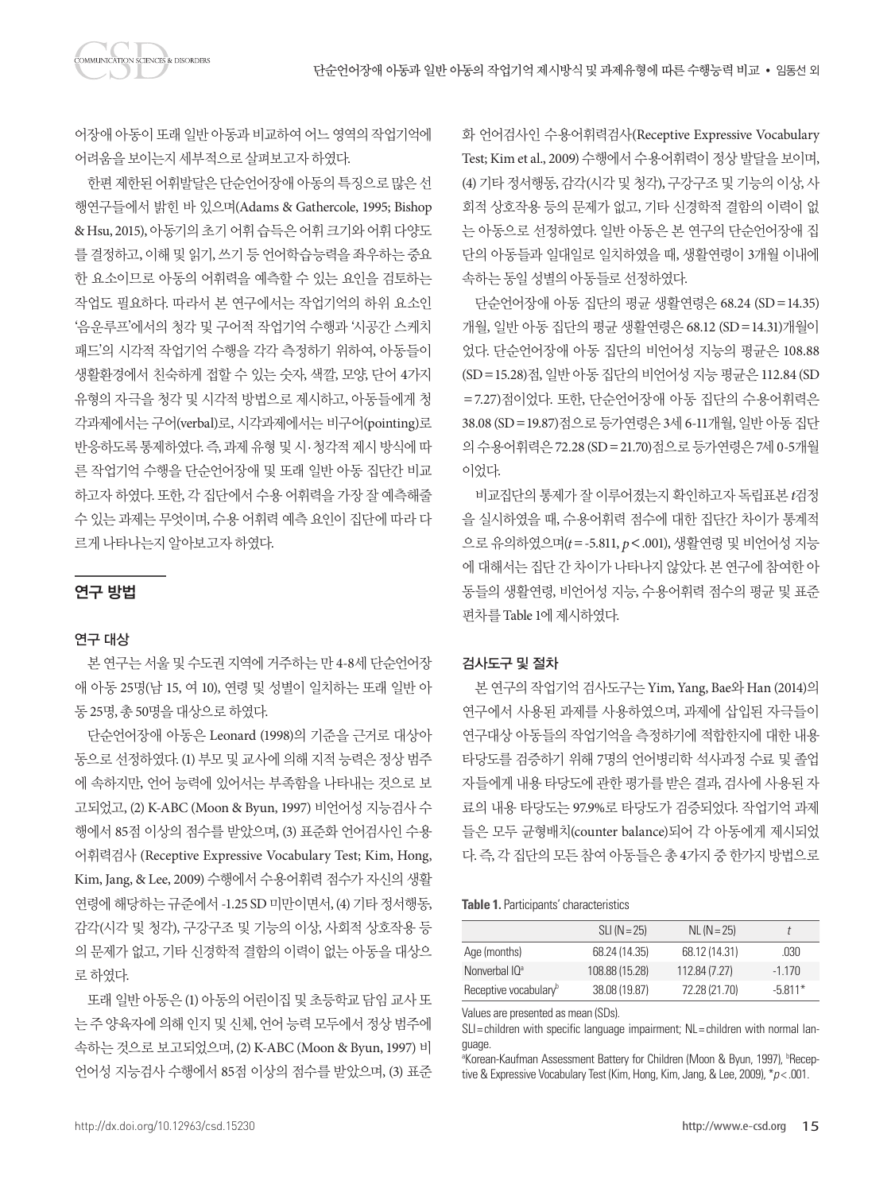어장애 아동이 또래 일반 아동과 비교하여 어느 영역의 작업기억에 어려움을 보이는지 세부적으로 살펴보고자 하였다.

한편 제한된 어휘발달은 단순언어장애 아동의 특징으로 많은 선행연구들에서 밝힌 바 있으며(Adams & Gathercole, 1995; Bishop & Hsu, 2015), 아동기의 초기 어휘 습득은 어휘 크기와 어휘 다양도를 결정하고, 이해 및 읽기, 쓰기 등 언어학습능력을 좌우하는 중요한 요소이므로 아동의 어휘력을 예측할 수 있는 요인을 검토하는 작업도 필요하다. 따라서 본 연구에서는 작업기억의 하위 요소인 '음운루프'에서의 청각 및 구어적 작업기억 수행과 '시공간 스케치패드'의 시각적 작업기억 수행을 각각 측정하기 위하여, 아동들이 생활환경에서 친숙하게 접할 수 있는 숫자, 색깔, 모양, 단어 4가지 유형의 자극을 청각 및 시각적 방법으로 제시하고, 아동들에게 청각과제에서는 구어(verbal)로, 시각과제에서는 비구어(pointing)로 반응하도록 통제하였다. 즉, 과제 유형 및 시·청각적 제시 방식에 따른 작업기억 수행을 단순언어장애 및 또래 일반 아동 집단간 비교하고자 하였다. 또한, 각 집단에서 수용 어휘력을 가장 잘 예측해줄 수 있는 과제는 무엇이며, 수용 어휘력 예측 요인이 집단에 따라 다르게 나타나는지 알아보고자 하였다.

## 연구 방법

### 연구 대상

본 연구는 서울 및 수도권 지역에 거주하는 만 4-8세 단순언어장애 아동 25명(남 15, 여 10), 연령 및 성별이 일치하는 또래 일반 아동 25명, 총 50명을 대상으로 하였다.

단순언어장애 아동은 Leonard (1998)의 기준을 근거로 대상아동으로 선정하였다. (1) 부모 및 교사에 의해 지적 능력은 정상 범주에 속하지만, 언어 능력에 있어서는 부족함을 나타내는 것으로 보고되었고, (2) K-ABC (Moon & Byun, 1997) 비언어성 지능검사 수행에서 85점 이상의 점수를 받았으며, (3) 표준화 언어검사인 수용어휘력검사 (Receptive Expressive Vocabulary Test; Kim, Hong, Kim, Jang, & Lee, 2009) 수행에서 수용어휘력 점수가 자신의 생활연령에 해당하는 규준에서 -1.25 SD 미만이면서, (4) 기타 정서행동, 감각(시각 및 청각), 구강구조 및 기능의 이상, 사회적 상호작용 등의 문제가 없고, 기타 신경학적 결함의 이력이 없는 아동을 대상으로 하였다.

또래 일반 아동은 (1) 아동의 어린이집 및 초등학교 담임 교사 또는 주 양육자에 의해 인지 및 신체, 언어 능력 모두에서 정상 범주에 속하는 것으로 보고되었으며, (2) K-ABC (Moon & Byun, 1997) 비언어성 지능검사 수행에서 85점 이상의 점수를 받았으며, (3) 표준화 언어검사인 수용어휘력검사(Receptive Expressive Vocabulary Test; Kim et al., 2009) 수행에서 수용어휘력이 정상 발달을 보이며, (4) 기타 정서행동, 감각(시각 및 청각), 구강구조 및 기능의 이상, 사회적 상호작용 등의 문제가 없고, 기타 신경학적 결함의 이력이 없는 아동으로 선정하였다. 일반 아동은 본 연구의 단순언어장애 집단의 아동들과 일대일로 일치하였을 때, 생활연령이 3개월 이내에 속하는 동일 성별의 아동들로 선정하였다.

단순언어장애 아동 집단의 평균 생활연령은 68.24 (SD = 14.35)개월, 일반 아동 집단의 평균 생활연령은 68.12 (SD = 14.31)개월이었다. 단순언어장애 아동 집단의 비언어성 지능의 평균은 108.88 (SD = 15.28)점, 일반 아동 집단의 비언어성 지능 평균은 112.84 (SD = 7.27)점이었다. 또한, 단순언어장애 아동 집단의 수용어휘력은 38.08 (SD = 19.87)점으로 등가연령은 3세 6-11개월, 일반 아동 집단의 수용어휘력은 72.28 (SD = 21.70)점으로 등가연령은 7세 0-5개월이었다.

비교집단의 통제가 잘 이루어졌는지 확인하고자 독립표본 $t$검정을 실시하였을 때, 수용어휘력 점수에 대한 집단간 차이가 통계적으로 유의하였으며($t = -5.811$, $p < .001$), 생활연령 및 비언어성 지능에 대해서는 집단 간 차이가 나타나지 않았다. 본 연구에 참여한 아동들의 생활연령, 비언어성 지능, 수용어휘력 점수의 평균 및 표준편차를 Table 1에 제시하였다.

### 검사도구 및 절차

본 연구의 작업기억 검사도구는 Yim, Yang, Bae와 Han (2014)의 연구에서 사용된 과제를 사용하였으며, 과제에 삽입된 자극들이 연구대상 아동들의 작업기억을 측정하기에 적합한지에 대한 내용 타당도를 검증하기 위해 7명의 언어병리학 석사과정 수료 및 졸업자들에게 내용 타당도에 관한 평가를 받은 결과, 검사에 사용된 자료의 내용 타당도는 97.9%로 타당도가 검증되었다. 작업기억 과제들은 모두 균형배치(counter balance)되어 각 아동에게 제시되었다. 즉, 각 집단의 모든 참여 아동들은 총 4가지 중 한가지 방법으로

**Table 1.** Participants' characteristics

| | SLI (N = 25) | NL (N = 25) | $t$ |
|---|---|---|---|
| Age (months) | 68.24 (14.35) | 68.12 (14.31) | .030 |
| Nonverbal IQ[a] | 108.88 (15.28) | 112.84 (7.27) | -1.170 |
| Receptive vocabulary[b] | 38.08 (19.87) | 72.28 (21.70) | -5.811* |

Values are presented as mean (SDs).

SLI = children with specific language impairment; NL = children with normal language.

[a]Korean-Kaufman Assessment Battery for Children (Moon & Byun, 1997), [b]Receptive & Expressive Vocabulary Test (Kim, Hong, Kim, Jang, & Lee, 2009), *$p < .001$.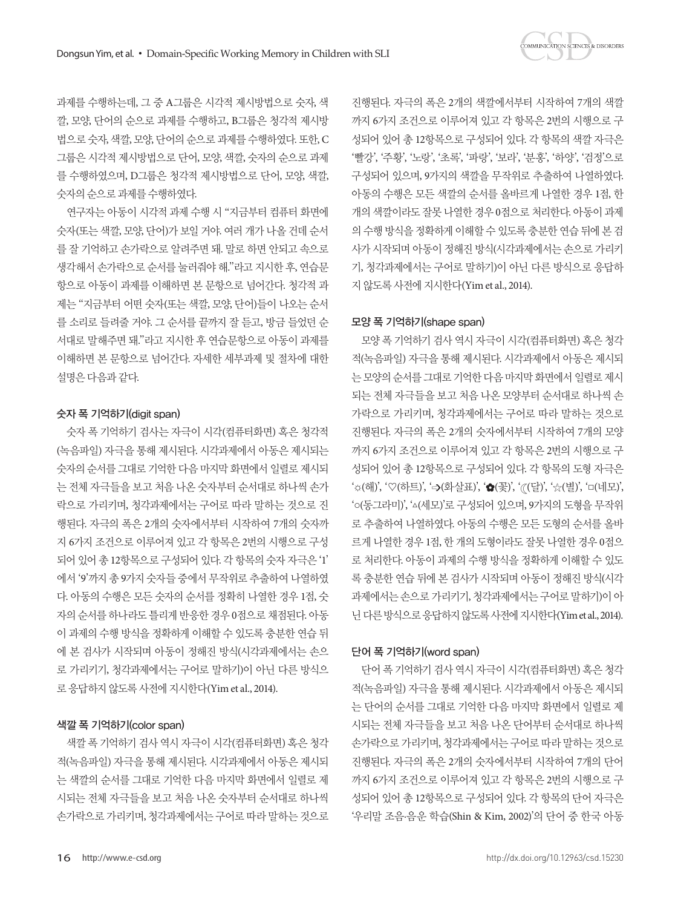과제를 수행하는데, 그 중 A그룹은 시각적 제시방법으로 숫자, 색깔, 모양, 단어의 순으로 과제를 수행하고, B그룹은 청각적 제시방법으로 숫자, 색깔, 모양, 단어의 순으로 과제를 수행하였다. 또한, C그룹은 시각적 제시방법으로 단어, 모양, 색깔, 숫자의 순으로 과제를 수행하였으며, D그룹은 청각적 제시방법으로 단어, 모양, 색깔, 숫자의 순으로 과제를 수행하였다.

연구자는 아동이 시각적 과제 수행 시 "지금부터 컴퓨터 화면에 숫자(또는 색깔, 모양, 단어)가 보일 거야. 여러 개가 나올 건데 순서를 잘 기억하고 손가락으로 알려주면 돼. 말로 하면 안되고 속으로 생각해서 손가락으로 순서를 눌러줘야 해."라고 지시한 후, 연습문항으로 아동이 과제를 이해하면 본 문항으로 넘어간다. 청각적 과제는 "지금부터 어떤 숫자(또는 색깔, 모양, 단어)들이 나오는 순서를 소리로 들려줄 거야. 그 순서를 끝까지 잘 듣고, 방금 들었던 순서대로 말해주면 돼."라고 지시한 후 연습문항으로 아동이 과제를 이해하면 본 문항으로 넘어간다. 자세한 세부과제 및 절차에 대한 설명은 다음과 같다.

#### 숫자 폭 기억하기(digit span)

숫자 폭 기억하기 검사는 자극이 시각(컴퓨터화면) 혹은 청각적(녹음파일) 자극을 통해 제시된다. 시각과제에서 아동은 제시되는 숫자의 순서를 그대로 기억한 다음 마지막 화면에서 일렬로 제시되는 전체 자극들을 보고 처음 나온 숫자부터 순서대로 하나씩 손가락으로 가리키며, 청각과제에서는 구어로 따라 말하는 것으로 진행된다. 자극의 폭은 2개의 숫자에서부터 시작하여 7개의 숫자까지 6가지 조건으로 이루어져 있고 각 항목은 2번의 시행으로 구성되어 있어 총 12항목으로 구성되어 있다. 각 항목의 숫자 자극은 '1'에서 '9'까지 총 9가지 숫자들 중에서 무작위로 추출하여 나열하였다. 아동의 수행은 모든 숫자의 순서를 정확히 나열한 경우 1점, 숫자의 순서를 하나라도 틀리게 반응한 경우 0점으로 채점된다. 아동이 과제의 수행 방식을 정확하게 이해할 수 있도록 충분한 연습 뒤에 본 검사가 시작되며 아동이 정해진 방식(시각과제에서는 손으로 가리키기, 청각과제에서는 구어로 말하기)이 아닌 다른 방식으로 응답하지 않도록 사전에 지시한다(Yim et al., 2014).

#### 색깔 폭 기억하기(color span)

색깔 폭 기억하기 검사 역시 자극이 시각(컴퓨터화면) 혹은 청각적(녹음파일) 자극을 통해 제시된다. 시각과제에서 아동은 제시되는 색깔의 순서를 그대로 기억한 다음 마지막 화면에서 일렬로 제시되는 전체 자극들을 보고 처음 나온 숫자부터 순서대로 하나씩 손가락으로 가리키며, 청각과제에서는 구어로 따라 말하는 것으로 진행된다. 자극의 폭은 2개의 색깔에서부터 시작하여 7개의 색깔까지 6가지 조건으로 이루어져 있고 각 항목은 2번의 시행으로 구성되어 있어 총 12항목으로 구성되어 있다. 각 항목의 색깔 자극은 '빨강', '주황', '노랑', '초록', '파랑', '보라', '분홍', '하양', '검정'으로 구성되어 있으며, 9가지의 색깔을 무작위로 추출하여 나열하였다. 아동의 수행은 모든 색깔의 순서를 올바르게 나열한 경우 1점, 한 개의 색깔이라도 잘못 나열한 경우 0점으로 처리한다. 아동이 과제의 수행 방식을 정확하게 이해할 수 있도록 충분한 연습 뒤에 본 검사가 시작되며 아동이 정해진 방식(시각과제에서는 손으로 가리키기, 청각과제에서는 구어로 말하기)이 아닌 다른 방식으로 응답하지 않도록 사전에 지시한다(Yim et al., 2014).

#### 모양 폭 기억하기(shape span)

모양 폭 기억하기 검사 역시 자극이 시각(컴퓨터화면) 혹은 청각적(녹음파일) 자극을 통해 제시된다. 시각과제에서 아동은 제시되는 모양의 순서를 그대로 기억한 다음 마지막 화면에서 일렬로 제시되는 전체 자극들을 보고 처음 나온 모양부터 순서대로 하나씩 손가락으로 가리키며, 청각과제에서는 구어로 따라 말하는 것으로 진행된다. 자극의 폭은 2개의 숫자에서부터 시작하여 7개의 모양까지 6가지 조건으로 이루어져 있고 각 항목은 2번의 시행으로 구성되어 있어 총 12항목으로 구성되어 있다. 각 항목의 도형 자극은 '☼(해)', '♡(하트)', '➩(화살표)', '✿(꽃)', '☾(달)', '☆(별)', '□(네모)', '○(동그라미)', '△(세모)'로 구성되어 있으며, 9가지의 도형을 무작위로 추출하여 나열하였다. 아동의 수행은 모든 도형의 순서를 올바르게 나열한 경우 1점, 한 개의 도형이라도 잘못 나열한 경우 0점으로 처리한다. 아동이 과제의 수행 방식을 정확하게 이해할 수 있도록 충분한 연습 뒤에 본 검사가 시작되며 아동이 정해진 방식(시각과제에서는 손으로 가리키기, 청각과제에서는 구어로 말하기)이 아닌 다른 방식으로 응답하지 않도록 사전에 지시한다(Yim et al., 2014).

#### 단어 폭 기억하기(word span)

단어 폭 기억하기 검사 역시 자극이 시각(컴퓨터화면) 혹은 청각적(녹음파일) 자극을 통해 제시된다. 시각과제에서 아동은 제시되는 단어의 순서를 그대로 기억한 다음 마지막 화면에서 일렬로 제시되는 전체 자극들을 보고 처음 나온 단어부터 순서대로 하나씩 손가락으로 가리키며, 청각과제에서는 구어로 따라 말하는 것으로 진행된다. 자극의 폭은 2개의 숫자에서부터 시작하여 7개의 단어까지 6가지 조건으로 이루어져 있고 각 항목은 2번의 시행으로 구성되어 있어 총 12항목으로 구성되어 있다. 각 항목의 단어 자극은 '우리말 조음·음운 학습(Shin & Kim, 2002)'의 단어 중 한국 아동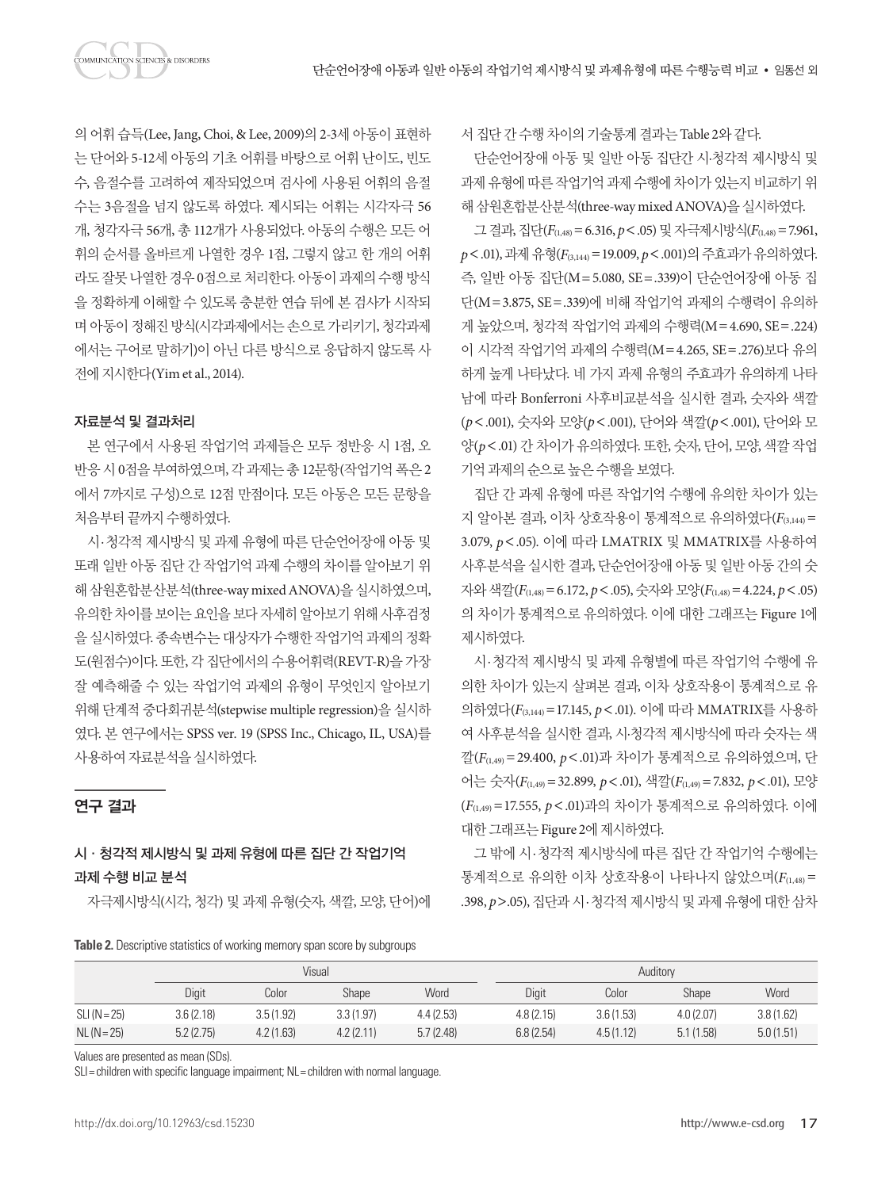의 어휘 습득(Lee, Jang, Choi, & Lee, 2009)의 2-3세 아동이 표현하는 단어와 5-12세 아동의 기초 어휘를 바탕으로 어휘 난이도, 빈도수, 음절수를 고려하여 제작되었으며 검사에 사용된 어휘의 음절수는 3음절을 넘지 않도록 하였다. 제시되는 어휘는 시각자극 56개, 청각자극 56개, 총 112개가 사용되었다. 아동의 수행은 모든 어휘의 순서를 올바르게 나열한 경우 1점, 그렇지 않고 한 개의 어휘라도 잘못 나열한 경우 0점으로 처리한다. 아동이 과제의 수행 방식을 정확하게 이해할 수 있도록 충분한 연습 뒤에 본 검사가 시작되며 아동이 정해진 방식(시각과제에서는 손으로 가리키기, 청각과제에서는 구어로 말하기)이 아닌 다른 방식으로 응답하지 않도록 사전에 지시한다(Yim et al., 2014).

### 자료분석 및 결과처리

본 연구에서 사용된 작업기억 과제들은 모두 정반응 시 1점, 오반응 시 0점을 부여하였으며, 각 과제는 총 12문항(작업기억 폭은 2에서 7까지로 구성)으로 12점 만점이다. 모든 아동은 모든 문항을 처음부터 끝까지 수행하였다.

시·청각적 제시방식 및 과제 유형에 따른 단순언어장애 아동 및 또래 일반 아동 집단 간 작업기억 과제 수행의 차이를 알아보기 위해 삼원혼합분산분석(three-way mixed ANOVA)을 실시하였으며, 유의한 차이를 보이는 요인을 보다 자세히 알아보기 위해 사후검정을 실시하였다. 종속변수는 대상자가 수행한 작업기억 과제의 정확도(원점수)이다. 또한, 각 집단에서의 수용어휘력(REVT-R)을 가장 잘 예측해줄 수 있는 작업기억 과제의 유형이 무엇인지 알아보기 위해 단계적 중다회귀분석(stepwise multiple regression)을 실시하였다. 본 연구에서는 SPSS ver. 19 (SPSS Inc., Chicago, IL, USA)를 사용하여 자료분석을 실시하였다.

## 연구 결과

### 시 · 청각적 제시방식 및 과제 유형에 따른 집단 간 작업기억 과제 수행 비교 분석

자극제시방식(시각, 청각) 및 과제 유형(숫자, 색깔, 모양, 단어)에서 집단 간 수행 차이의 기술통계 결과는 Table 2와 같다.

단순언어장애 아동 및 일반 아동 집단간 시·청각적 제시방식 및 과제 유형에 따른 작업기억 과제 수행에 차이가 있는지 비교하기 위해 삼원혼합분산분석(three-way mixed ANOVA)을 실시하였다.

그 결과, 집단($F_{(1,48)}=6.316$, $p<.05$) 및 자극제시방식($F_{(1,48)}=7.961$, $p<.01$), 과제 유형($F_{(3,144)}=19.009$, $p<.001$)의 주효과가 유의하였다. 즉, 일반 아동 집단(M = 5.080, SE = .339)이 단순언어장애 아동 집단(M = 3.875, SE = .339)에 비해 작업기억 과제의 수행력이 유의하게 높았으며, 청각적 작업기억 과제의 수행력(M = 4.690, SE = .224)이 시각적 작업기억 과제의 수행력(M = 4.265, SE = .276)보다 유의하게 높게 나타났다. 네 가지 과제 유형의 주효과가 유의하게 나타남에 따라 Bonferroni 사후비교분석을 실시한 결과, 숫자와 색깔($p<.001$), 숫자와 모양($p<.001$), 단어와 색깔($p<.001$), 단어와 모양($p<.01$) 간 차이가 유의하였다. 또한, 숫자, 단어, 모양, 색깔 작업기억 과제의 순으로 높은 수행을 보였다.

집단 간 과제 유형에 따른 작업기억 수행에 유의한 차이가 있는지 알아본 결과, 이차 상호작용이 통계적으로 유의하였다($F_{(3,144)}=3.079$, $p<.05$). 이에 따라 LMATRIX 및 MMATRIX를 사용하여 사후분석을 실시한 결과, 단순언어장애 아동 및 일반 아동 간의 숫자와 색깔($F_{(1,48)}=6.172$, $p<.05$), 숫자와 모양($F_{(1,48)}=4.224$, $p<.05$)의 차이가 통계적으로 유의하였다. 이에 대한 그래프는 Figure 1에 제시하였다.

시·청각적 제시방식 및 과제 유형별에 따른 작업기억 수행에 유의한 차이가 있는지 살펴본 결과, 이차 상호작용이 통계적으로 유의하였다($F_{(3,144)}=17.145$, $p<.01$). 이에 따라 MMATRIX를 사용하여 사후분석을 실시한 결과, 시·청각적 제시방식에 따라 숫자는 색깔($F_{(1,49)}=29.400$, $p<.01$)과 차이가 통계적으로 유의하였으며, 단어는 숫자($F_{(1,49)}=32.899$, $p<.01$), 색깔($F_{(1,49)}=7.832$, $p<.01$), 모양($F_{(1,49)}=17.555$, $p<.01$)과의 차이가 통계적으로 유의하였다. 이에 대한 그래프는 Figure 2에 제시하였다.

그 밖에 시·청각적 제시방식에 따른 집단 간 작업기억 수행에는 통계적으로 유의한 이차 상호작용이 나타나지 않았으며($F_{(1,48)}=.398$, $p>.05$), 집단과 시·청각적 제시방식 및 과제 유형에 대한 삼차

**Table 2.** Descriptive statistics of working memory span score by subgroups

| | Visual | | | | Auditory | | | |
|---|---|---|---|---|---|---|---|---|
| | Digit | Color | Shape | Word | Digit | Color | Shape | Word |
| SLI (N = 25) | 3.6 (2.18) | 3.5 (1.92) | 3.3 (1.97) | 4.4 (2.53) | 4.8 (2.15) | 3.6 (1.53) | 4.0 (2.07) | 3.8 (1.62) |
| NL (N = 25) | 5.2 (2.75) | 4.2 (1.63) | 4.2 (2.11) | 5.7 (2.48) | 6.8 (2.54) | 4.5 (1.12) | 5.1 (1.58) | 5.0 (1.51) |

Values are presented as mean (SDs).
SLI = children with specific language impairment; NL = children with normal language.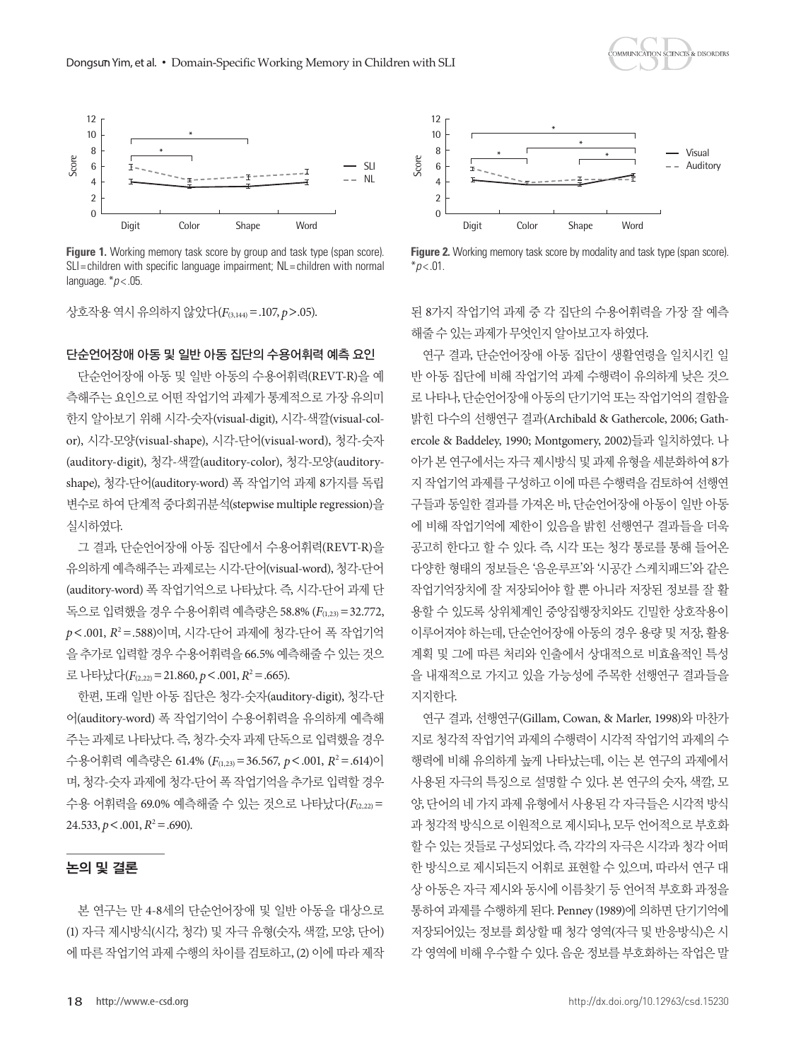Figure 1. Working memory task score by group and task type (span score). SLI= children with specific language impairment; NL= children with normal language. *$p$< .05.

Figure 2. Working memory task score by modality and task type (span score). *$p$< .01.

상호작용 역시 유의하지 않았다($F_{(3,144)}$= .107, $p$> .05).

### 단순언어장애 아동 및 일반 아동 집단의 수용어휘력 예측 요인

단순언어장애 아동 및 일반 아동의 수용어휘력(REVT-R)을 예측해주는 요인으로 어떤 작업기억 과제가 통계적으로 가장 유의미한지 알아보기 위해 시각-숫자(visual-digit), 시각-색깔(visual-color), 시각-모양(visual-shape), 시각-단어(visual-word), 청각-숫자(auditory-digit), 청각-색깔(auditory-color), 청각-모양(auditory-shape), 청각-단어(auditory-word) 폭 작업기억 과제 8가지를 독립 변수로 하여 단계적 중다회귀분석(stepwise multiple regression)을 실시하였다.

그 결과, 단순언어장애 아동 집단에서 수용어휘력(REVT-R)을 유의하게 예측해주는 과제로는 시각-단어(visual-word), 청각-단어(auditory-word) 폭 작업기억으로 나타났다. 즉, 시각-단어 과제 단독으로 입력했을 경우 수용어휘력 예측량은 58.8% ($F_{(1,23)}$= 32.772, $p$< .001, $R^2$= .588)이며, 시각-단어 과제에 청각-단어 폭 작업기억을 추가로 입력할 경우 수용어휘력을 66.5% 예측해줄 수 있는 것으로 나타났다($F_{(2,22)}$= 21.860, $p$< .001, $R^2$= .665).

한편, 또래 일반 아동 집단은 청각-숫자(auditory-digit), 청각-단어(auditory-word) 폭 작업기억이 수용어휘력을 유의하게 예측해주는 과제로 나타났다. 즉, 청각-숫자 과제 단독으로 입력했을 경우 수용어휘력 예측량은 61.4% ($F_{(1,23)}$= 36.567, $p$< .001, $R^2$= .614)이며, 청각-숫자 과제에 청각-단어 폭 작업기억을 추가로 입력할 경우 수용 어휘력을 69.0% 예측해줄 수 있는 것으로 나타났다($F_{(2,22)}$= 24.533, $p$< .001, $R^2$= .690).

## 논의 및 결론

본 연구는 만 4-8세의 단순언어장애 및 일반 아동을 대상으로 (1) 자극 제시방식(시각, 청각) 및 자극 유형(숫자, 색깔, 모양, 단어)에 따른 작업기억 과제 수행의 차이를 검토하고, (2) 이에 따라 제작된 8가지 작업기억 과제 중 각 집단의 수용어휘력을 가장 잘 예측해줄 수 있는 과제가 무엇인지 알아보고자 하였다.

연구 결과, 단순언어장애 아동 집단이 생활연령을 일치시킨 일반 아동 집단에 비해 작업기억 과제 수행력이 유의하게 낮은 것으로 나타나, 단순언어장애 아동의 단기기억 또는 작업기억의 결함을 밝힌 다수의 선행연구 결과(Archibald & Gathercole, 2006; Gathercole & Baddeley, 1990; Montgomery, 2002)들과 일치하였다. 나아가 본 연구에서는 자극 제시방식 및 과제 유형을 세분화하여 8가지 작업기억 과제를 구성하고 이에 따른 수행력을 검토하여 선행연구들과 동일한 결과를 가져온 바, 단순언어장애 아동이 일반 아동에 비해 작업기억에 제한이 있음을 밝힌 선행연구 결과들을 더욱 공고히 한다고 할 수 있다. 즉, 시각 또는 청각 통로를 통해 들어온 다양한 형태의 정보들은 '음운루프'와 '시공간 스케치패드'와 같은 작업기억장치에 잘 저장되어야 할 뿐 아니라 저장된 정보를 잘 활용할 수 있도록 상위체계인 중앙집행장치와도 긴밀한 상호작용이 이루어져야 하는데, 단순언어장애 아동의 경우 용량 및 저장, 활용 계획 및 그에 따른 처리와 인출에서 상대적으로 비효율적인 특성을 내재적으로 가지고 있을 가능성에 주목한 선행연구 결과들을 지지한다.

연구 결과, 선행연구(Gillam, Cowan, & Marler, 1998)와 마찬가지로 청각적 작업기억 과제의 수행력이 시각적 작업기억 과제의 수행력에 비해 유의하게 높게 나타났는데, 이는 본 연구의 과제에서 사용된 자극의 특징으로 설명할 수 있다. 본 연구의 숫자, 색깔, 모양, 단어의 네 가지 과제 유형에서 사용된 각 자극들은 시각적 방식과 청각적 방식으로 이원적으로 제시되나, 모두 언어적으로 부호화할 수 있는 것들로 구성되었다. 즉, 각각의 자극은 시각과 청각 어떠한 방식으로 제시되든지 어휘로 표현할 수 있으며, 따라서 연구 대상 아동은 자극 제시와 동시에 이름찾기 등 언어적 부호화 과정을 통하여 과제를 수행하게 된다. Penney (1989)에 의하면 단기기억에 저장되어있는 정보를 회상할 때 청각 영역(자극 및 반응방식)은 시각 영역에 비해 우수할 수 있다. 음운 정보를 부호화하는 작업은 말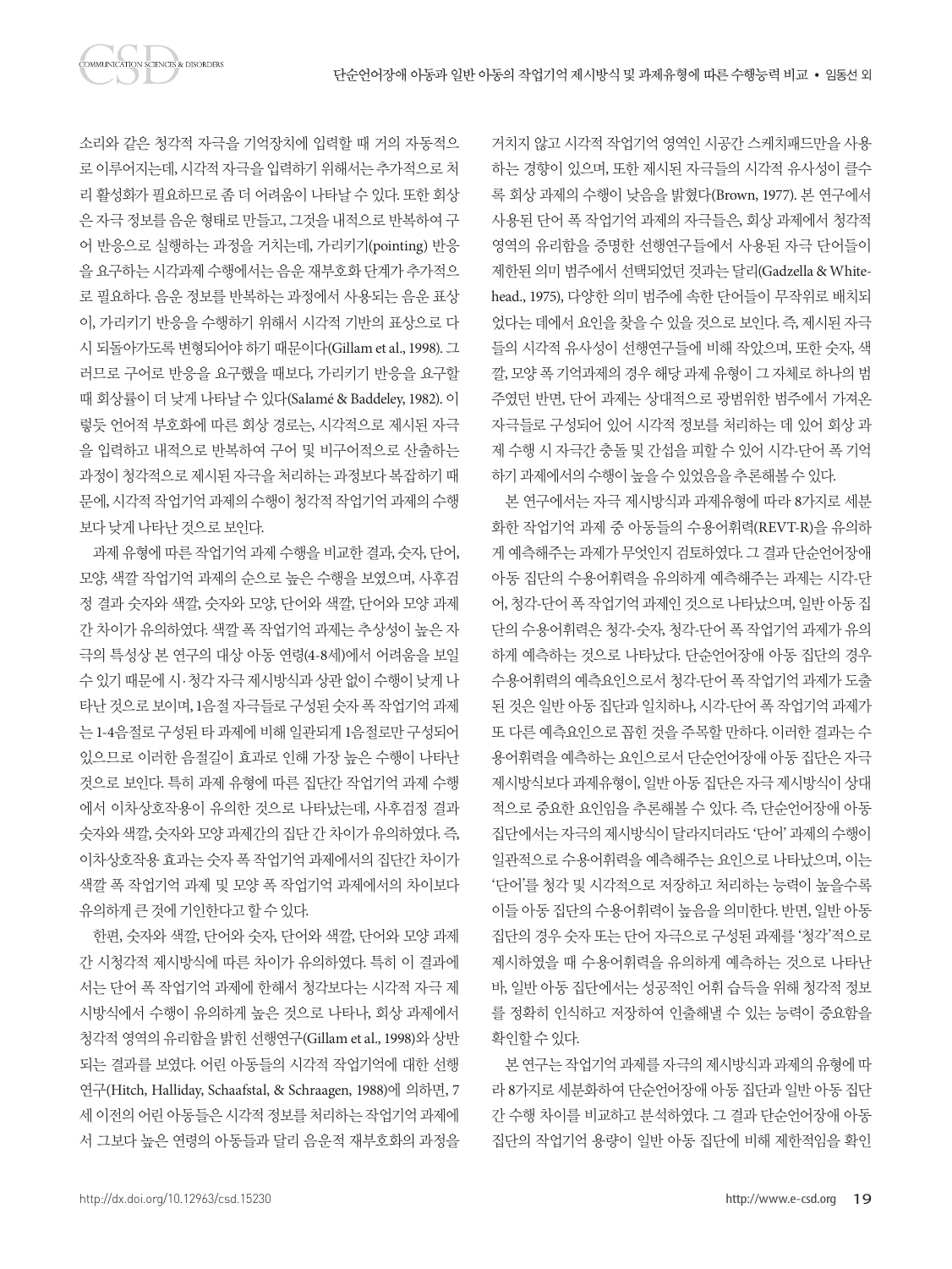소리와 같은 청각적 자극을 기억장치에 입력할 때 거의 자동적으로 이루어지는데, 시각적 자극을 입력하기 위해서는 추가적으로 처리 활성화가 필요하므로 좀 더 어려움이 나타날 수 있다. 또한 회상은 자극 정보를 음운 형태로 만들고, 그것을 내적으로 반복하여 구어 반응으로 실행하는 과정을 거치는데, 가리키기(pointing) 반응을 요구하는 시각과제 수행에서는 음운 재부호화 단계가 추가적으로 필요하다. 음운 정보를 반복하는 과정에서 사용되는 음운 표상이, 가리키기 반응을 수행하기 위해서 시각적 기반의 표상으로 다시 되돌아가도록 변형되어야 하기 때문이다(Gillam et al., 1998). 그러므로 구어로 반응을 요구했을 때보다, 가리키기 반응을 요구할 때 회상률이 더 낮게 나타날 수 있다(Salamé & Baddeley, 1982). 이렇듯 언어적 부호화에 따른 회상 경로는, 시각적으로 제시된 자극을 입력하고 내적으로 반복하여 구어 및 비구어적으로 산출하는 과정이 청각적으로 제시된 자극을 처리하는 과정보다 복잡하기 때문에, 시각적 작업기억 과제의 수행이 청각적 작업기억 과제의 수행보다 낮게 나타난 것으로 보인다.

과제 유형에 따른 작업기억 과제 수행을 비교한 결과, 숫자, 단어, 모양, 색깔 작업기억 과제의 순으로 높은 수행을 보였으며, 사후검정 결과 숫자와 색깔, 숫자와 모양, 단어와 색깔, 단어와 모양 과제간 차이가 유의하였다. 색깔 폭 작업기억 과제는 추상성이 높은 자극의 특성상 본 연구의 대상 아동 연령(4-8세)에서 어려움을 보일 수 있기 때문에 시·청각 자극 제시방식과 상관 없이 수행이 낮게 나타난 것으로 보이며, 1음절 자극들로 구성된 숫자 폭 작업기억 과제는 1-4음절로 구성된 타 과제에 비해 일관되게 1음절로만 구성되어 있으므로 이러한 음절길이 효과로 인해 가장 높은 수행이 나타난 것으로 보인다. 특히 과제 유형에 따른 집단간 작업기억 과제 수행에서 이차상호작용이 유의한 것으로 나타났는데, 사후검정 결과 숫자와 색깔, 숫자와 모양 과제간의 집단 간 차이가 유의하였다. 즉, 이차상호작용 효과는 숫자 폭 작업기억 과제에서의 집단간 차이가 색깔 폭 작업기억 과제 및 모양 폭 작업기억 과제에서의 차이보다 유의하게 큰 것에 기인한다고 할 수 있다.

한편, 숫자와 색깔, 단어와 숫자, 단어와 색깔, 단어와 모양 과제간 시청각적 제시방식에 따른 차이가 유의하였다. 특히 이 결과에서는 단어 폭 작업기억 과제에 한해서 청각보다는 시각적 자극 제시방식에서 수행이 유의하게 높은 것으로 나타나, 회상 과제에서 청각적 영역의 유리함을 밝힌 선행연구(Gillam et al., 1998)와 상반되는 결과를 보였다. 어린 아동들의 시각적 작업기억에 대한 선행연구(Hitch, Halliday, Schaafstal, & Schraagen, 1988)에 의하면, 7세 이전의 어린 아동들은 시각적 정보를 처리하는 작업기억 과제에서 그보다 높은 연령의 아동들과 달리 음운적 재부호화의 과정을 거치지 않고 시각적 작업기억 영역인 시공간 스케치패드만을 사용하는 경향이 있으며, 또한 제시된 자극들의 시각적 유사성이 클수록 회상 과제의 수행이 낮음을 밝혔다(Brown, 1977). 본 연구에서 사용된 단어 폭 작업기억 과제의 자극들은, 회상 과제에서 청각적 영역의 유리함을 증명한 선행연구들에서 사용된 자극 단어들이 제한된 의미 범주에서 선택되었던 것과는 달리(Gadzella & Whitehead., 1975), 다양한 의미 범주에 속한 단어들이 무작위로 배치되었다는 데에서 요인을 찾을 수 있을 것으로 보인다. 즉, 제시된 자극들의 시각적 유사성이 선행연구들에 비해 작았으며, 또한 숫자, 색깔, 모양 폭 기억과제의 경우 해당 과제 유형이 그 자체로 하나의 범주였던 반면, 단어 과제는 상대적으로 광범위한 범주에서 가져온 자극들로 구성되어 있어 시각적 정보를 처리하는 데 있어 회상 과제 수행 시 자극간 충돌 및 간섭을 피할 수 있어 시각-단어 폭 기억하기 과제에서의 수행이 높을 수 있었음을 추론해볼 수 있다.

본 연구에서는 자극 제시방식과 과제유형에 따라 8가지로 세분화한 작업기억 과제 중 아동들의 수용어휘력(REVT-R)을 유의하게 예측해주는 과제가 무엇인지 검토하였다. 그 결과 단순언어장애 아동 집단의 수용어휘력을 유의하게 예측해주는 과제는 시각-단어, 청각-단어 폭 작업기억 과제인 것으로 나타났으며, 일반 아동 집단의 수용어휘력은 청각-숫자, 청각-단어 폭 작업기억 과제가 유의하게 예측하는 것으로 나타났다. 단순언어장애 아동 집단의 경우 수용어휘력의 예측요인으로서 청각-단어 폭 작업기억 과제가 도출된 것은 일반 아동 집단과 일치하나, 시각-단어 폭 작업기억 과제가 또 다른 예측요인으로 꼽힌 것을 주목할 만하다. 이러한 결과는 수용어휘력을 예측하는 요인으로서 단순언어장애 아동 집단은 자극 제시방식보다 과제유형이, 일반 아동 집단은 자극 제시방식이 상대적으로 중요한 요인임을 추론해볼 수 있다. 즉, 단순언어장애 아동 집단에서는 자극의 제시방식이 달라지더라도 '단어' 과제의 수행이 일관적으로 수용어휘력을 예측해주는 요인으로 나타났으며, 이는 '단어'를 청각 및 시각적으로 저장하고 처리하는 능력이 높을수록 이들 아동 집단의 수용어휘력이 높음을 의미한다. 반면, 일반 아동 집단의 경우 숫자 또는 단어 자극으로 구성된 과제를 '청각'적으로 제시하였을 때 수용어휘력을 유의하게 예측하는 것으로 나타난 바, 일반 아동 집단에서는 성공적인 어휘 습득을 위해 청각적 정보를 정확히 인식하고 저장하여 인출해낼 수 있는 능력이 중요함을 확인할 수 있다.

본 연구는 작업기억 과제를 자극의 제시방식과 과제의 유형에 따라 8가지로 세분화하여 단순언어장애 아동 집단과 일반 아동 집단간 수행 차이를 비교하고 분석하였다. 그 결과 단순언어장애 아동 집단의 작업기억 용량이 일반 아동 집단에 비해 제한적임을 확인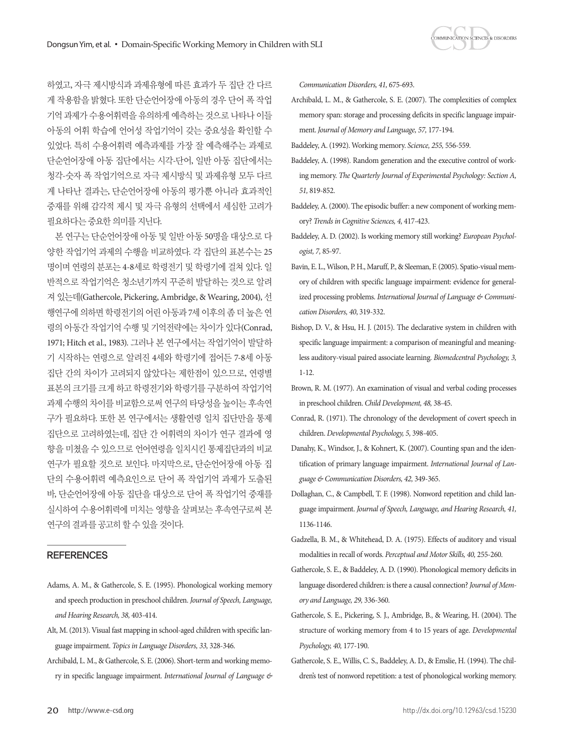하였고, 자극 제시방식과 과제유형에 따른 효과가 두 집단 간 다르게 작용함을 밝혔다. 또한 단순언어장애 아동의 경우 단어 폭 작업기억 과제가 수용어휘력을 유의하게 예측하는 것으로 나타나 이들 아동의 어휘 학습에 언어성 작업기억이 갖는 중요성을 확인할 수 있었다. 특히 수용어휘력 예측과제를 가장 잘 예측해주는 과제로 단순언어장애 아동 집단에서는 시각-단어, 일반 아동 집단에서는 청각-숫자 폭 작업기억으로 자극 제시방식 및 과제유형 모두 다르게 나타난 결과는, 단순언어장애 아동의 평가뿐 아니라 효과적인 중재를 위해 감각적 제시 및 자극 유형의 선택에서 세심한 고려가 필요하다는 중요한 의미를 지닌다.

본 연구는 단순언어장애 아동 및 일반 아동 50명을 대상으로 다양한 작업기억 과제의 수행을 비교하였다. 각 집단의 표본수는 25명이며 연령의 분포는 4-8세로 학령전기 및 학령기에 걸쳐 있다. 일반적으로 작업기억은 청소년기까지 꾸준히 발달하는 것으로 알려져 있는데(Gathercole, Pickering, Ambridge, & Wearing, 2004), 선행연구에 의하면 학령전기의 어린 아동과 7세 이후의 좀 더 높은 연령의 아동간 작업기억 수행 및 기억전략에는 차이가 있다(Conrad, 1971; Hitch et al., 1983). 그러나 본 연구에서는 작업기억이 발달하기 시작하는 연령으로 알려진 4세와 학령기에 접어든 7-8세 아동 집단 간의 차이가 고려되지 않았다는 제한점이 있으므로, 연령별 표본의 크기를 크게 하고 학령전기와 학령기를 구분하여 작업기억 과제 수행의 차이를 비교함으로써 연구의 타당성을 높이는 후속연구가 필요하다. 또한 본 연구에서는 생활연령 일치 집단만을 통제 집단으로 고려하였는데, 집단 간 어휘력의 차이가 연구 결과에 영향을 미쳤을 수 있으므로 언어연령을 일치시킨 통제집단과의 비교 연구가 필요할 것으로 보인다. 마지막으로, 단순언어장애 아동 집단의 수용어휘력 예측요인으로 단어 폭 작업기억 과제가 도출된 바, 단순언어장애 아동 집단을 대상으로 단어 폭 작업기억 중재를 실시하여 수용어휘력에 미치는 영향을 살펴보는 후속연구로써 본 연구의 결과를 공고히 할 수 있을 것이다.

## REFERENCES

Adams, A. M., & Gathercole, S. E. (1995). Phonological working memory and speech production in preschool children. *Journal of Speech, Language, and Hearing Research, 38,* 403-414.

Alt, M. (2013). Visual fast mapping in school-aged children with specific language impairment. *Topics in Language Disorders, 33,* 328-346.

Archibald, L. M., & Gathercole, S. E. (2006). Short-term and working memory in specific language impairment. *International Journal of Language & Communication Disorders, 41,* 675-693.

Archibald, L. M., & Gathercole, S. E. (2007). The complexities of complex memory span: storage and processing deficits in specific language impairment. *Journal of Memory and Language, 57,* 177-194.

Baddeley, A. (1992). Working memory. *Science, 255,* 556-559.

Baddeley, A. (1998). Random generation and the executive control of working memory. *The Quarterly Journal of Experimental Psychology: Section A, 51,* 819-852.

Baddeley, A. (2000). The episodic buffer: a new component of working memory? *Trends in Cognitive Sciences, 4,* 417-423.

Baddeley, A. D. (2002). Is working memory still working? *European Psychologist, 7,* 85-97.

Bavin, E. L., Wilson, P. H., Maruff, P., & Sleeman, F. (2005). Spatio-visual memory of children with specific language impairment: evidence for generalized processing problems. *International Journal of Language & Communication Disorders, 40,* 319-332.

Bishop, D. V., & Hsu, H. J. (2015). The declarative system in children with specific language impairment: a comparison of meaningful and meaningless auditory-visual paired associate learning. *Biomedcentral Psychology, 3,* 1-12.

Brown, R. M. (1977). An examination of visual and verbal coding processes in preschool children. *Child Development, 48,* 38-45.

Conrad, R. (1971). The chronology of the development of covert speech in children. *Developmental Psychology, 5,* 398-405.

Danahy, K., Windsor, J., & Kohnert, K. (2007). Counting span and the identification of primary language impairment. *International Journal of Language & Communication Disorders, 42,* 349-365.

Dollaghan, C., & Campbell, T. F. (1998). Nonword repetition and child language impairment. *Journal of Speech, Language, and Hearing Research, 41,* 1136-1146.

Gadzella, B. M., & Whitehead, D. A. (1975). Effects of auditory and visual modalities in recall of words. *Perceptual and Motor Skills, 40,* 255-260.

Gathercole, S. E., & Baddeley, A. D. (1990). Phonological memory deficits in language disordered children: is there a causal connection? *Journal of Memory and Language, 29,* 336-360.

Gathercole, S. E., Pickering, S. J., Ambridge, B., & Wearing, H. (2004). The structure of working memory from 4 to 15 years of age. *Developmental Psychology, 40,* 177-190.

Gathercole, S. E., Willis, C. S., Baddeley, A. D., & Emslie, H. (1994). The children's test of nonword repetition: a test of phonological working memory.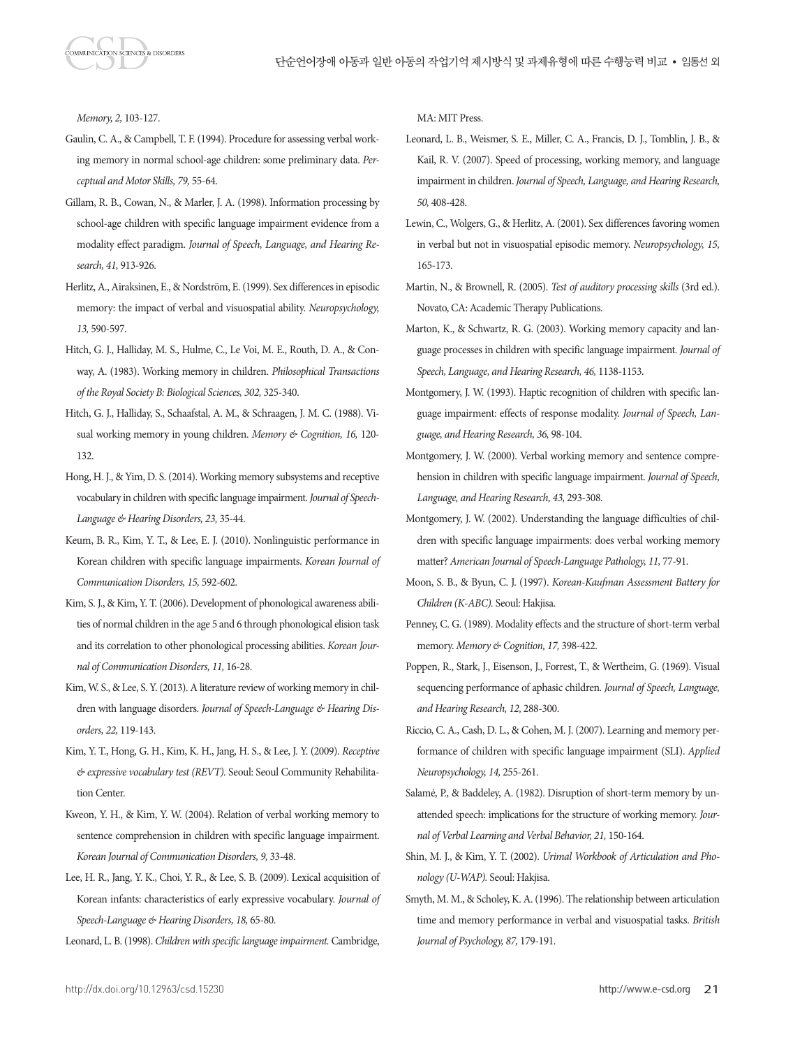*Memory, 2,* 103-127.

Gaulin, C. A., & Campbell, T. F. (1994). Procedure for assessing verbal working memory in normal school-age children: some preliminary data. *Perceptual and Motor Skills, 79,* 55-64.

Gillam, R. B., Cowan, N., & Marler, J. A. (1998). Information processing by school-age children with specific language impairment evidence from a modality effect paradigm. *Journal of Speech, Language, and Hearing Research, 41,* 913-926.

Herlitz, A., Airaksinen, E., & Nordström, E. (1999). Sex differences in episodic memory: the impact of verbal and visuospatial ability. *Neuropsychology, 13,* 590-597.

Hitch, G. J., Halliday, M. S., Hulme, C., Le Voi, M. E., Routh, D. A., & Conway, A. (1983). Working memory in children. *Philosophical Transactions of the Royal Society B: Biological Sciences, 302,* 325-340.

Hitch, G. J., Halliday, S., Schaafstal, A. M., & Schraagen, J. M. C. (1988). Visual working memory in young children. *Memory & Cognition, 16,* 120-132.

Hong, H. J., & Yim, D. S. (2014). Working memory subsystems and receptive vocabulary in children with specific language impairment. *Journal of Speech-Language & Hearing Disorders, 23,* 35-44.

Keum, B. R., Kim, Y. T., & Lee, E. J. (2010). Nonlinguistic performance in Korean children with specific language impairments. *Korean Journal of Communication Disorders, 15,* 592-602.

Kim, S. J., & Kim, Y. T. (2006). Development of phonological awareness abilities of normal children in the age 5 and 6 through phonological elision task and its correlation to other phonological processing abilities. *Korean Journal of Communication Disorders, 11,* 16-28.

Kim, W. S., & Lee, S. Y. (2013). A literature review of working memory in children with language disorders. *Journal of Speech-Language & Hearing Disorders, 22,* 119-143.

Kim, Y. T., Hong, G. H., Kim, K. H., Jang, H. S., & Lee, J. Y. (2009). *Receptive & expressive vocabulary test (REVT).* Seoul: Seoul Community Rehabilitation Center.

Kweon, Y. H., & Kim, Y. W. (2004). Relation of verbal working memory to sentence comprehension in children with specific language impairment. *Korean Journal of Communication Disorders, 9,* 33-48.

Lee, H. R., Jang, Y. K., Choi, Y. R., & Lee, S. B. (2009). Lexical acquisition of Korean infants: characteristics of early expressive vocabulary. *Journal of Speech-Language & Hearing Disorders, 18,* 65-80.

Leonard, L. B. (1998). *Children with specific language impairment.* Cambridge, MA: MIT Press.

Leonard, L. B., Weismer, S. E., Miller, C. A., Francis, D. J., Tomblin, J. B., & Kail, R. V. (2007). Speed of processing, working memory, and language impairment in children. *Journal of Speech, Language, and Hearing Research, 50,* 408-428.

Lewin, C., Wolgers, G., & Herlitz, A. (2001). Sex differences favoring women in verbal but not in visuospatial episodic memory. *Neuropsychology, 15,* 165-173.

Martin, N., & Brownell, R. (2005). *Test of auditory processing skills* (3rd ed.). Novato, CA: Academic Therapy Publications.

Marton, K., & Schwartz, R. G. (2003). Working memory capacity and language processes in children with specific language impairment. *Journal of Speech, Language, and Hearing Research, 46,* 1138-1153.

Montgomery, J. W. (1993). Haptic recognition of children with specific language impairment: effects of response modality. *Journal of Speech, Language, and Hearing Research, 36,* 98-104.

Montgomery, J. W. (2000). Verbal working memory and sentence comprehension in children with specific language impairment. *Journal of Speech, Language, and Hearing Research, 43,* 293-308.

Montgomery, J. W. (2002). Understanding the language difficulties of children with specific language impairments: does verbal working memory matter? *American Journal of Speech-Language Pathology, 11,* 77-91.

Moon, S. B., & Byun, C. J. (1997). *Korean-Kaufman Assessment Battery for Children (K-ABC).* Seoul: Hakjisa.

Penney, C. G. (1989). Modality effects and the structure of short-term verbal memory. *Memory & Cognition, 17,* 398-422.

Poppen, R., Stark, J., Eisenson, J., Forrest, T., & Wertheim, G. (1969). Visual sequencing performance of aphasic children. *Journal of Speech, Language, and Hearing Research, 12,* 288-300.

Riccio, C. A., Cash, D. L., & Cohen, M. J. (2007). Learning and memory performance of children with specific language impairment (SLI). *Applied Neuropsychology, 14,* 255-261.

Salamé, P., & Baddeley, A. (1982). Disruption of short-term memory by unattended speech: implications for the structure of working memory. *Journal of Verbal Learning and Verbal Behavior, 21,* 150-164.

Shin, M. J., & Kim, Y. T. (2002). *Urimal Workbook of Articulation and Phonology (U-WAP).* Seoul: Hakjisa.

Smyth, M. M., & Scholey, K. A. (1996). The relationship between articulation time and memory performance in verbal and visuospatial tasks. *British Journal of Psychology, 87,* 179-191.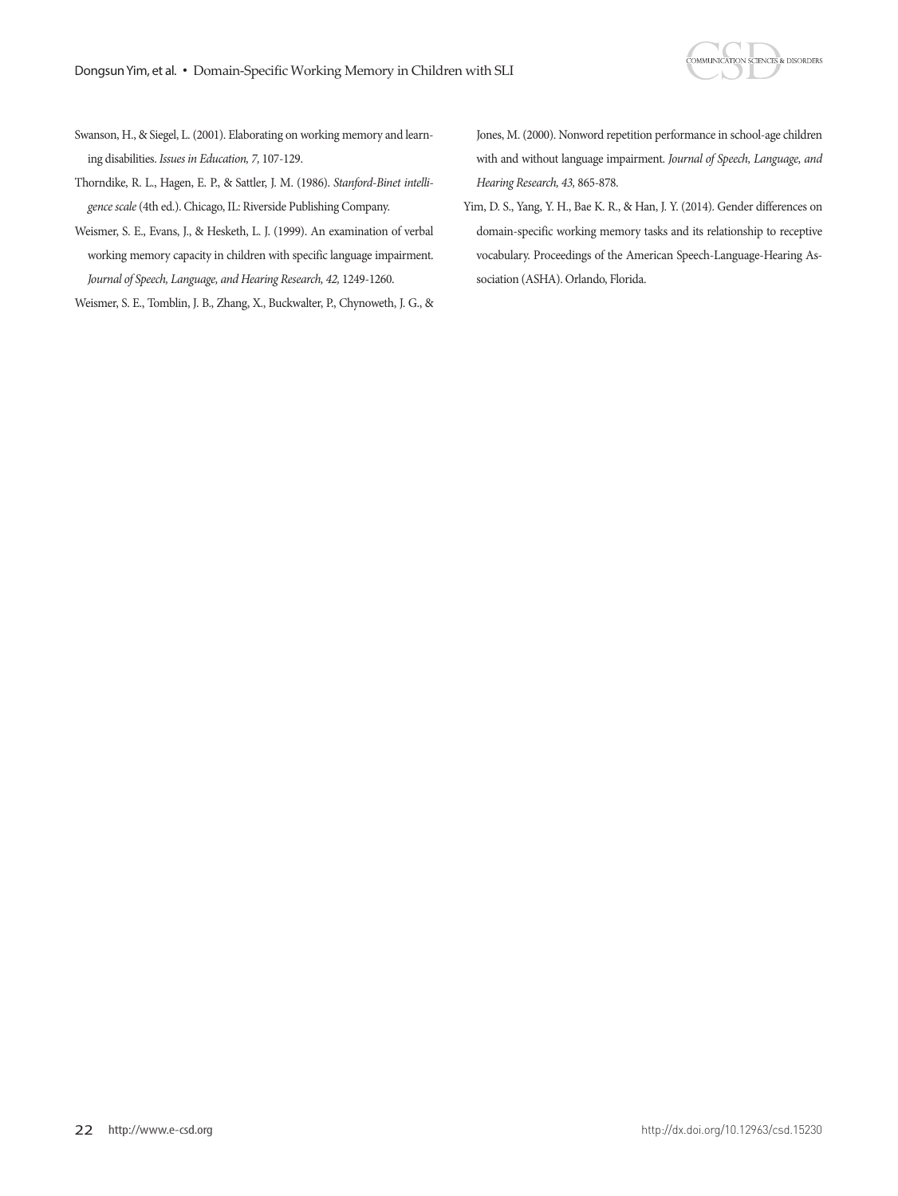Swanson, H., & Siegel, L. (2001). Elaborating on working memory and learning disabilities. *Issues in Education, 7,* 107-129.

Thorndike, R. L., Hagen, E. P., & Sattler, J. M. (1986). *Stanford-Binet intelligence scale* (4th ed.). Chicago, IL: Riverside Publishing Company.

Weismer, S. E., Evans, J., & Hesketh, L. J. (1999). An examination of verbal working memory capacity in children with specific language impairment. *Journal of Speech, Language, and Hearing Research, 42,* 1249-1260.

Weismer, S. E., Tomblin, J. B., Zhang, X., Buckwalter, P., Chynoweth, J. G., & Jones, M. (2000). Nonword repetition performance in school-age children with and without language impairment. *Journal of Speech, Language, and Hearing Research, 43,* 865-878.

Yim, D. S., Yang, Y. H., Bae K. R., & Han, J. Y. (2014). Gender differences on domain-specific working memory tasks and its relationship to receptive vocabulary. Proceedings of the American Speech-Language-Hearing Association (ASHA). Orlando, Florida.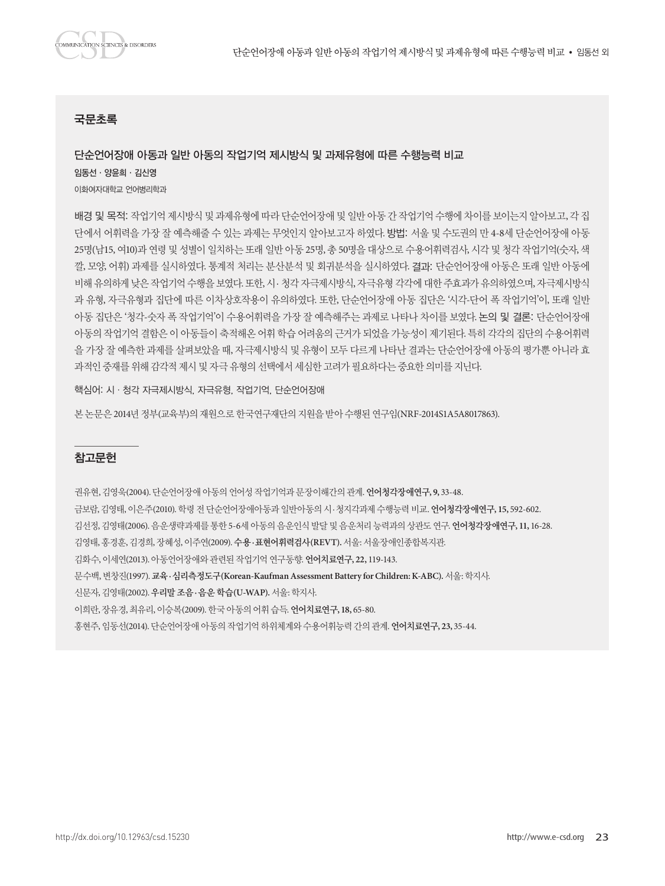## 국문초록

### 단순언어장애 아동과 일반 아동의 작업기억 제시방식 및 과제유형에 따른 수행능력 비교

**임동선 · 양윤희 · 김신영**

이화여자대학교 언어병리학과

**배경 및 목적:** 작업기억 제시방식 및 과제유형에 따라 단순언어장애 및 일반 아동 간 작업기억 수행에 차이를 보이는지 알아보고, 각 집단에서 어휘력을 가장 잘 예측해줄 수 있는 과제는 무엇인지 알아보고자 하였다. **방법:** 서울 및 수도권의 만 4-8세 단순언어장애 아동 25명(남15, 여10)과 연령 및 성별이 일치하는 또래 일반 아동 25명, 총 50명을 대상으로 수용어휘력검사, 시각 및 청각 작업기억(숫자, 색깔, 모양, 어휘) 과제를 실시하였다. 통계적 처리는 분산분석 및 회귀분석을 실시하였다. **결과:** 단순언어장애 아동은 또래 일반 아동에 비해 유의하게 낮은 작업기억 수행을 보였다. 또한, 시 · 청각 자극제시방식, 자극유형 각각에 대한 주효과가 유의하였으며, 자극제시방식과 유형, 자극유형과 집단에 따른 이차상호작용이 유의하였다. 또한, 단순언어장애 아동 집단은 '시각-단어 폭 작업기억'이, 또래 일반 아동 집단은 '청각-숫자 폭 작업기억'이 수용어휘력을 가장 잘 예측해주는 과제로 나타나 차이를 보였다. **논의 및 결론:** 단순언어장애 아동의 작업기억 결함은 이 아동들이 축적해온 어휘 학습 어려움의 근거가 되었을 가능성이 제기된다. 특히 각각의 집단의 수용어휘력을 가장 잘 예측한 과제를 살펴보았을 때, 자극제시방식 및 유형이 모두 다르게 나타난 결과는 단순언어장애 아동의 평가뿐 아니라 효과적인 중재를 위해 감각적 제시 및 자극 유형의 선택에서 세심한 고려가 필요하다는 중요한 의미를 지닌다.

핵심어: 시 · 청각 자극제시방식, 자극유형, 작업기억, 단순언어장애

본 논문은 2014년 정부(교육부)의 재원으로 한국연구재단의 지원을 받아 수행된 연구임(NRF-2014S1A5A8017863).

## 참고문헌

권유현, 김영욱(2004). 단순언어장애 아동의 언어성 작업기억과 문장이해간의 관계. **언어청각장애연구, 9,** 33-48.

금보람, 김영태, 이은주(2010). 학령 전 단순언어장애아동과 일반아동의 시·청지각과제 수행능력 비교. **언어청각장애연구, 15,** 592-602.

김선정, 김영태(2006). 음운생략과제를 통한 5-6세 아동의 음운인식 발달 및 음운처리 능력과의 상관도 연구. **언어청각장애연구, 11,** 16-28.

김영태, 홍경훈, 김경희, 장혜성, 이주연(2009). **수용·표현어휘력검사(REVT).** 서울: 서울장애인종합복지관.

김화수, 이세연(2013). 아동언어장애와 관련된 작업기억 연구동향. **언어치료연구, 22,** 119-143.

문수백, 변창진(1997). **교육·심리측정도구(Korean-Kaufman Assessment Battery for Children: K-ABC).** 서울: 학지사.

신문자, 김영태(2002). **우리말 조음·음운 학습(U-WAP).** 서울: 학지사.

이희란, 장유경, 최유리, 이승복(2009). 한국 아동의 어휘 습득. **언어치료연구, 18,** 65-80.

홍현주, 임동선(2014). 단순언어장애 아동의 작업기억 하위체계와 수용어휘능력 간의 관계. **언어치료연구, 23,** 35-44.